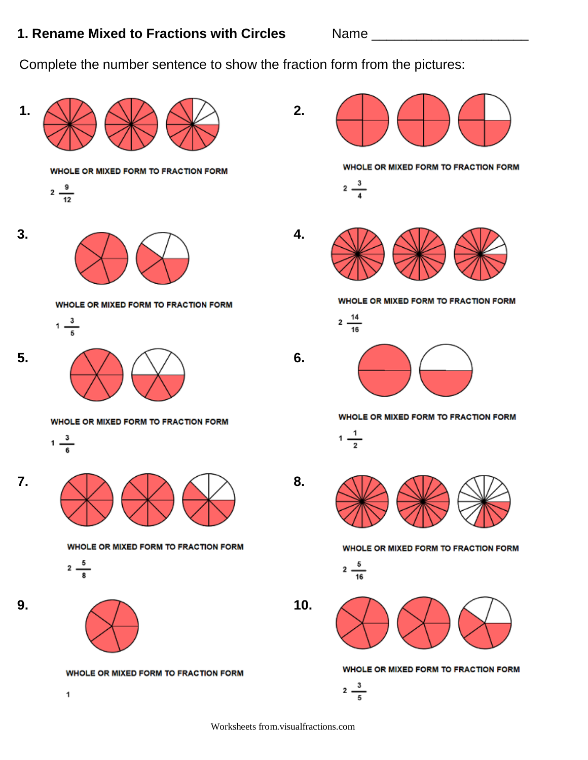# 1. Rename Mixed to Fractions with Circles

Name ____________________

Complete the number sentence to show the fraction form from the pictures:

**1.**

WHOLE OR MIXED FORM TO FRACTION FORM

$2\ \frac{9}{12}$

**2.**

WHOLE OR MIXED FORM TO FRACTION FORM

$2\ \frac{3}{4}$

**3.**

WHOLE OR MIXED FORM TO FRACTION FORM

$1\ \frac{3}{5}$

**4.**

WHOLE OR MIXED FORM TO FRACTION FORM

$2\ \frac{14}{16}$

**5.**

WHOLE OR MIXED FORM TO FRACTION FORM

$1\ \frac{3}{6}$

**6.**

WHOLE OR MIXED FORM TO FRACTION FORM

$1\ \frac{1}{2}$

**7.**

WHOLE OR MIXED FORM TO FRACTION FORM

$2\ \frac{5}{8}$

**8.**

WHOLE OR MIXED FORM TO FRACTION FORM

$2\ \frac{5}{16}$

**9.**

WHOLE OR MIXED FORM TO FRACTION FORM

1

**10.**

WHOLE OR MIXED FORM TO FRACTION FORM

$2\ \frac{3}{5}$

Worksheets from.visualfractions.com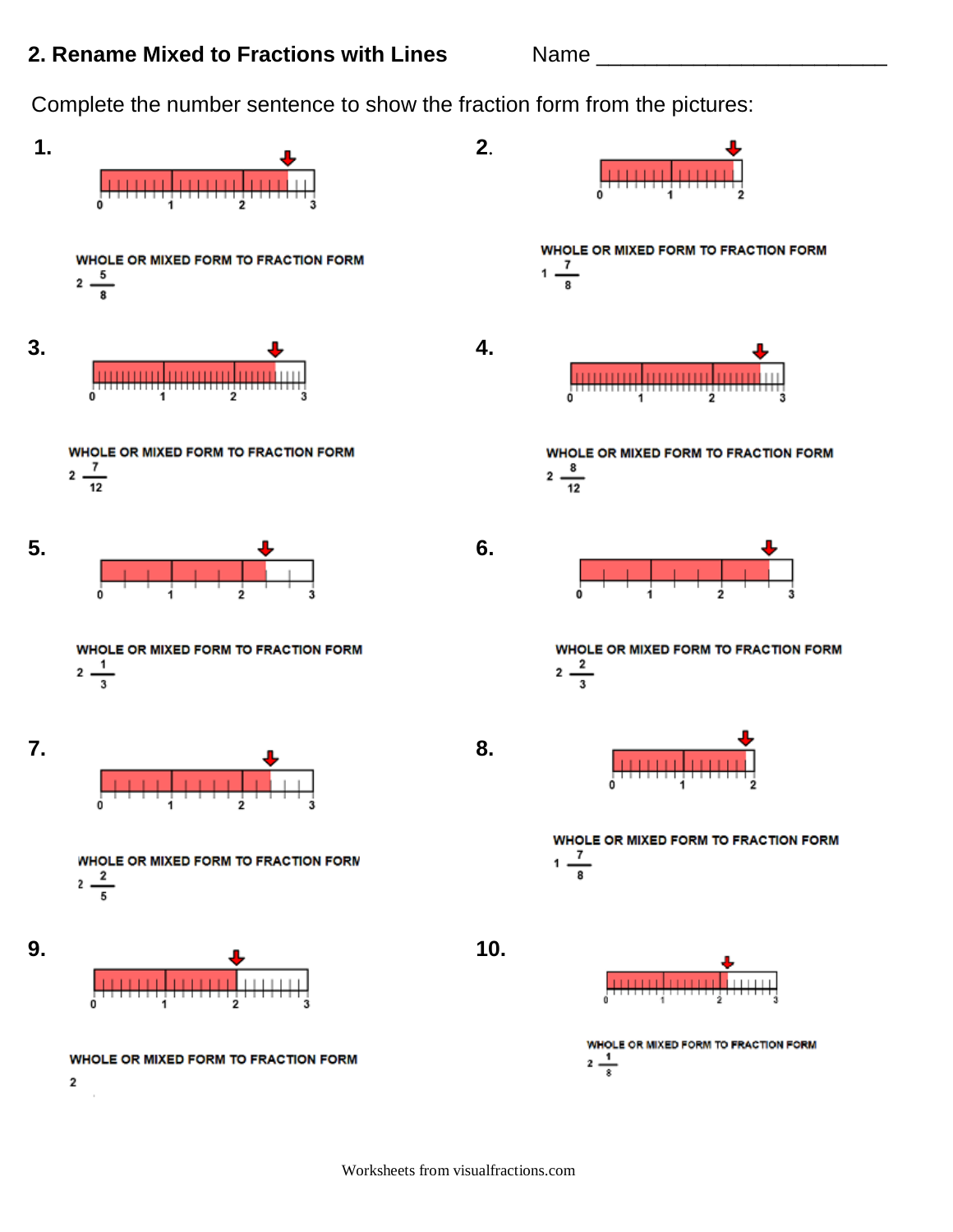## 2. Rename Mixed to Fractions with Lines

Name ________________________

Complete the number sentence to show the fraction form from the pictures:

**1.**

0 1 2 3

WHOLE OR MIXED FORM TO FRACTION FORM

$2\,\frac{5}{8}$

**2.**

0 1 2

WHOLE OR MIXED FORM TO FRACTION FORM

$1\,\frac{7}{8}$

**3.**

0 1 2 3

WHOLE OR MIXED FORM TO FRACTION FORM

$2\,\frac{7}{12}$

**4.**

0 1 2 3

WHOLE OR MIXED FORM TO FRACTION FORM

$2\,\frac{8}{12}$

**5.**

0 1 2 3

WHOLE OR MIXED FORM TO FRACTION FORM

$2\,\frac{1}{3}$

**6.**

0 1 2 3

WHOLE OR MIXED FORM TO FRACTION FORM

$2\,\frac{2}{3}$

**7.**

0 1 2 3

WHOLE OR MIXED FORM TO FRACTION FORM

$2\,\frac{2}{5}$

**8.**

0 1 2

WHOLE OR MIXED FORM TO FRACTION FORM

$1\,\frac{7}{8}$

**9.**

0 1 2 3

WHOLE OR MIXED FORM TO FRACTION FORM

2

**10.**

0 1 2 3

WHOLE OR MIXED FORM TO FRACTION FORM

$2\,\frac{1}{8}$

Worksheets from visualfractions.com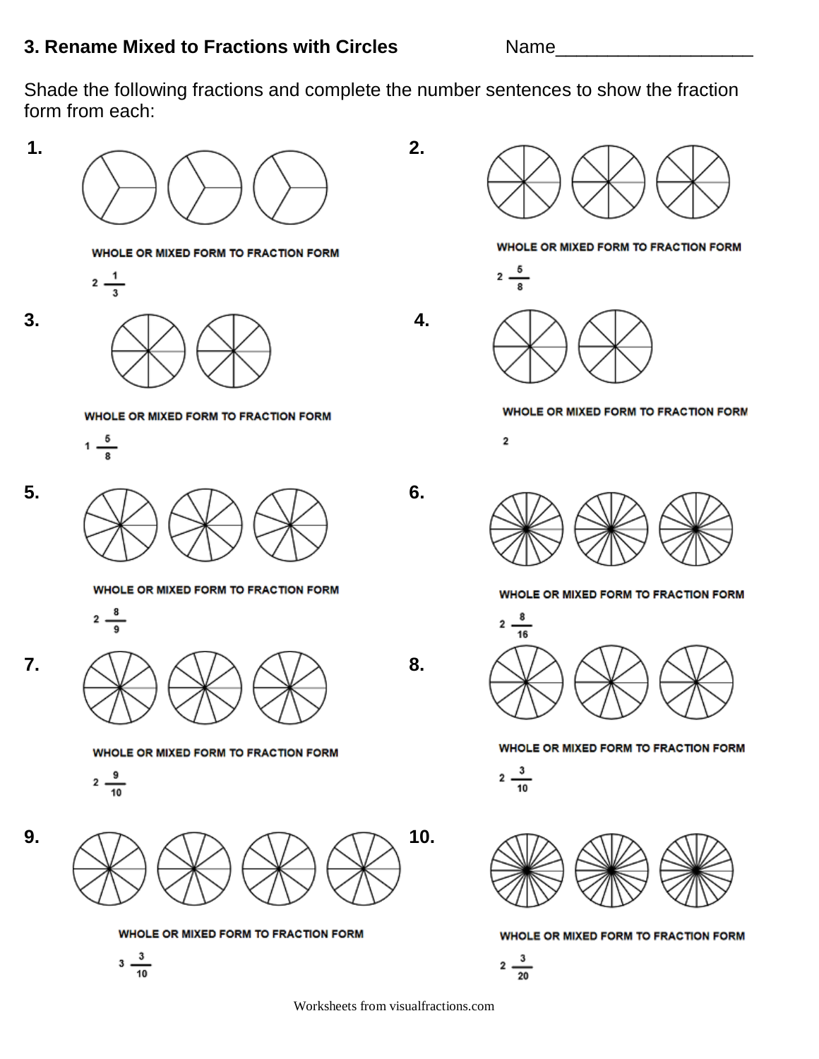### 3. Rename Mixed to Fractions with Circles

Name___________________

Shade the following fractions and complete the number sentences to show the fraction form from each:

**1.**

WHOLE OR MIXED FORM TO FRACTION FORM

$2\frac{1}{3}$

**2.**

WHOLE OR MIXED FORM TO FRACTION FORM

$2\frac{5}{8}$

**3.**

WHOLE OR MIXED FORM TO FRACTION FORM

$1\frac{5}{8}$

**4.**

WHOLE OR MIXED FORM TO FRACTION FORM

2

**5.**

WHOLE OR MIXED FORM TO FRACTION FORM

$2\frac{8}{9}$

**6.**

WHOLE OR MIXED FORM TO FRACTION FORM

$2\frac{8}{16}$

**7.**

WHOLE OR MIXED FORM TO FRACTION FORM

$2\frac{9}{10}$

**8.**

WHOLE OR MIXED FORM TO FRACTION FORM

$2\frac{3}{10}$

**9.**

WHOLE OR MIXED FORM TO FRACTION FORM

$3\frac{3}{10}$

**10.**

WHOLE OR MIXED FORM TO FRACTION FORM

$2\frac{3}{20}$

Worksheets from visualfractions.com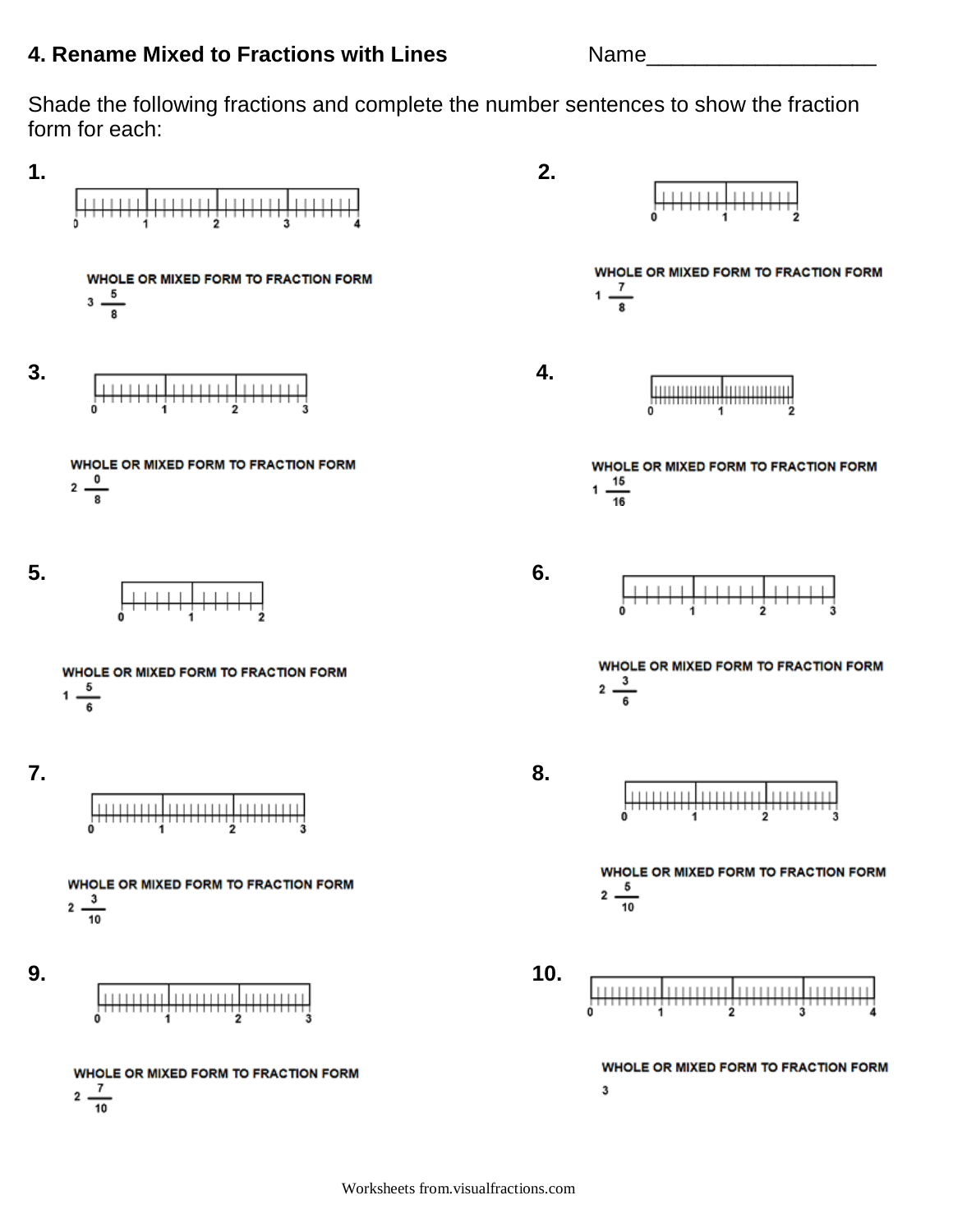**4. Rename Mixed to Fractions with Lines** Name___________________

Shade the following fractions and complete the number sentences to show the fraction form for each:

**1.**

0 1 2 3 4

WHOLE OR MIXED FORM TO FRACTION FORM

$3\frac{5}{8}$

**2.**

0 1 2

WHOLE OR MIXED FORM TO FRACTION FORM

$1\frac{7}{8}$

**3.**

0 1 2 3

WHOLE OR MIXED FORM TO FRACTION FORM

$2\frac{0}{8}$

**4.**

0 1 2

WHOLE OR MIXED FORM TO FRACTION FORM

$1\frac{15}{16}$

**5.**

0 1 2

WHOLE OR MIXED FORM TO FRACTION FORM

$1\frac{5}{6}$

**6.**

0 1 2 3

WHOLE OR MIXED FORM TO FRACTION FORM

$2\frac{3}{6}$

**7.**

0 1 2 3

WHOLE OR MIXED FORM TO FRACTION FORM

$2\frac{3}{10}$

**8.**

0 1 2 3

WHOLE OR MIXED FORM TO FRACTION FORM

$2\frac{5}{10}$

**9.**

0 1 2 3

WHOLE OR MIXED FORM TO FRACTION FORM

$2\frac{7}{10}$

**10.**

0 1 2 3 4

WHOLE OR MIXED FORM TO FRACTION FORM

3

Worksheets from.visualfractions.com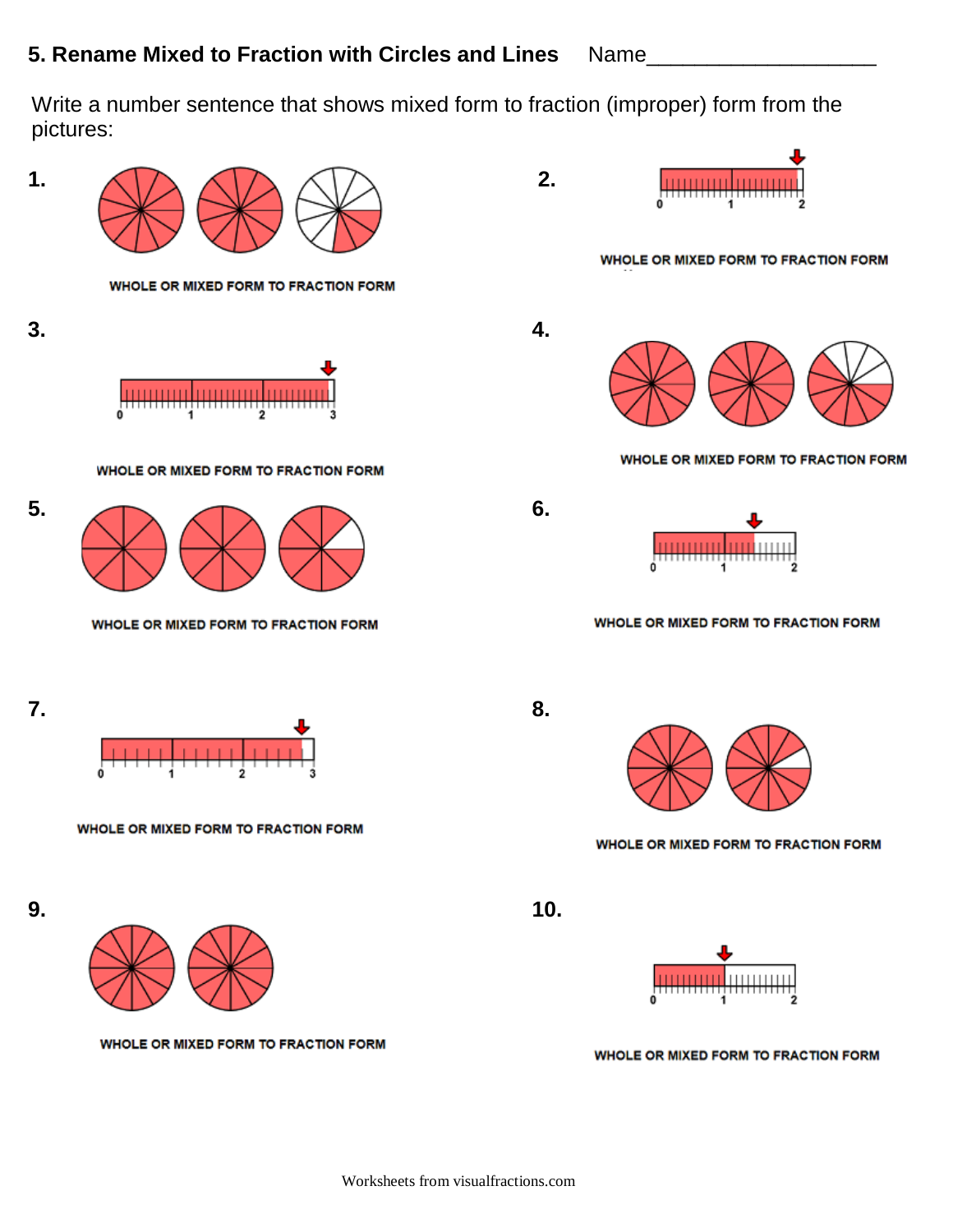# 5. Rename Mixed to Fraction with Circles and Lines

Name___________________

Write a number sentence that shows mixed form to fraction (improper) form from the pictures:

**1.**

WHOLE OR MIXED FORM TO FRACTION FORM

**2.**

WHOLE OR MIXED FORM TO FRACTION FORM

**3.**

WHOLE OR MIXED FORM TO FRACTION FORM

**4.**

WHOLE OR MIXED FORM TO FRACTION FORM

**5.**

WHOLE OR MIXED FORM TO FRACTION FORM

**6.**

WHOLE OR MIXED FORM TO FRACTION FORM

**7.**

WHOLE OR MIXED FORM TO FRACTION FORM

**8.**

WHOLE OR MIXED FORM TO FRACTION FORM

**9.**

WHOLE OR MIXED FORM TO FRACTION FORM

**10.**

WHOLE OR MIXED FORM TO FRACTION FORM

Worksheets from visualfractions.com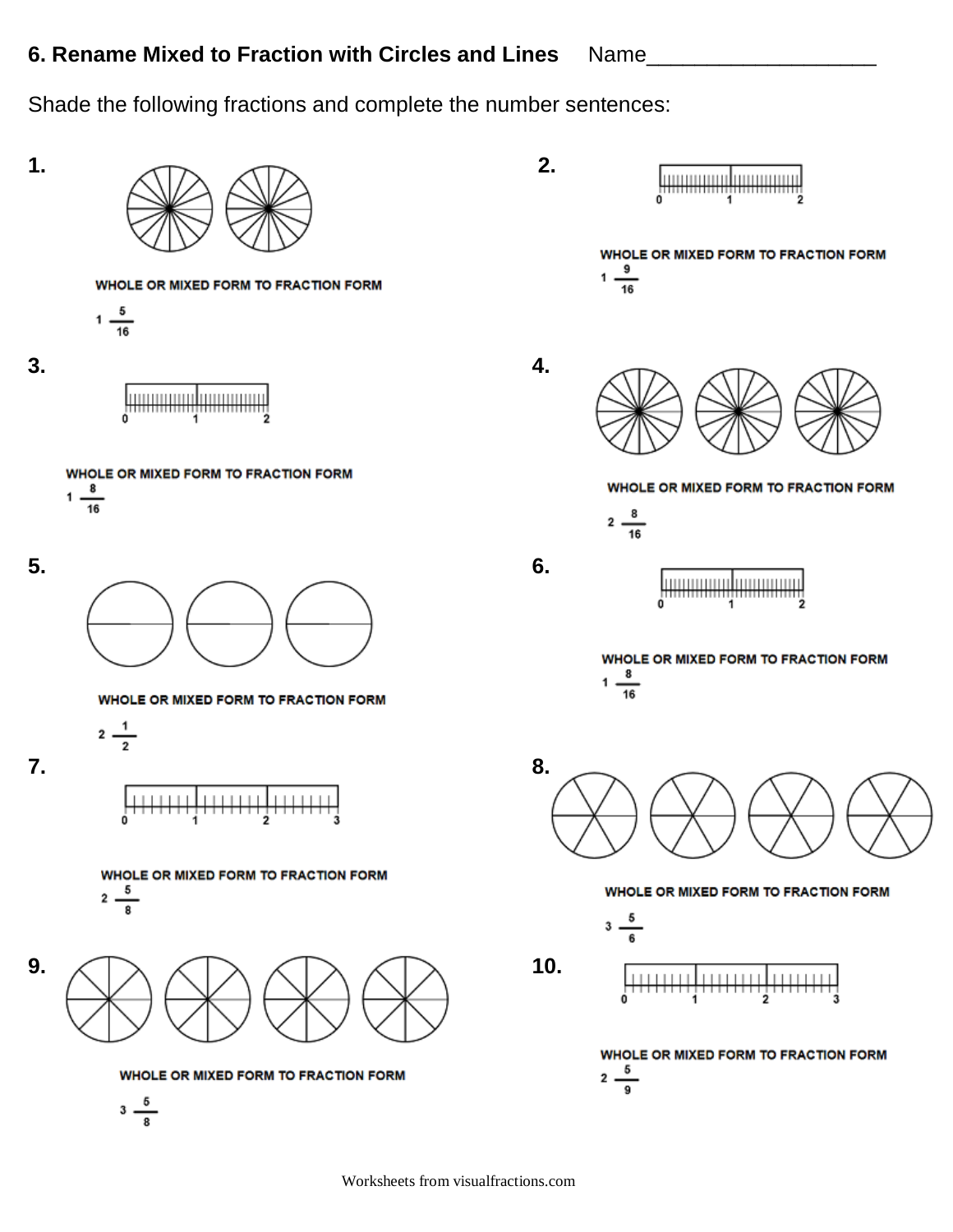## 6. Rename Mixed to Fraction with Circles and Lines Name__________________

Shade the following fractions and complete the number sentences:

**1.**

WHOLE OR MIXED FORM TO FRACTION FORM

$1\frac{5}{16}$

**2.**

0 1 2

WHOLE OR MIXED FORM TO FRACTION FORM

$1\frac{9}{16}$

**3.**

0 1 2

WHOLE OR MIXED FORM TO FRACTION FORM

$1\frac{8}{16}$

**4.**

WHOLE OR MIXED FORM TO FRACTION FORM

$2\frac{8}{16}$

**5.**

WHOLE OR MIXED FORM TO FRACTION FORM

$2\frac{1}{2}$

**6.**

0 1 2

WHOLE OR MIXED FORM TO FRACTION FORM

$1\frac{8}{16}$

**7.**

0 1 2 3

WHOLE OR MIXED FORM TO FRACTION FORM

$2\frac{5}{8}$

**8.**

WHOLE OR MIXED FORM TO FRACTION FORM

$3\frac{5}{6}$

**9.**

WHOLE OR MIXED FORM TO FRACTION FORM

$3\frac{5}{8}$

**10.**

0 1 2 3

WHOLE OR MIXED FORM TO FRACTION FORM

$2\frac{5}{9}$

Worksheets from visualfractions.com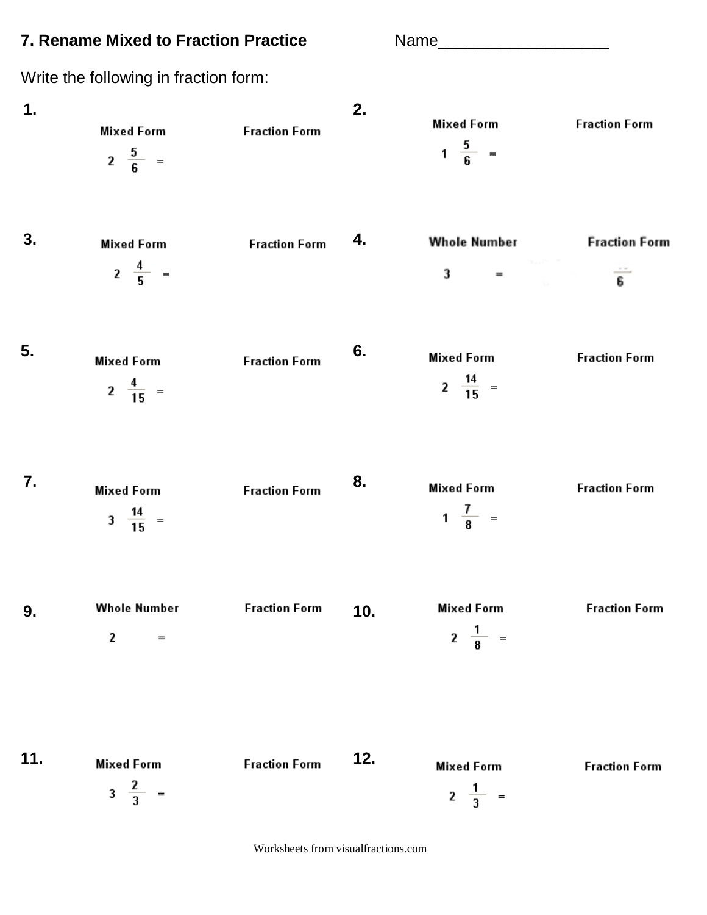# 7. Rename Mixed to Fraction Practice

Name___________________

Write the following in fraction form:

**1.**

Mixed Form | Fraction Form

$2\ \frac{5}{6}$ =

**2.**

Mixed Form | Fraction Form

$1\ \frac{5}{6}$ =

**3.**

Mixed Form | Fraction Form

$2\ \frac{4}{5}$ =

**4.**

Whole Number | Fraction Form

3 = $\frac{\ }{6}$

**5.**

Mixed Form | Fraction Form

$2\ \frac{4}{15}$ =

**6.**

Mixed Form | Fraction Form

$2\ \frac{14}{15}$ =

**7.**

Mixed Form | Fraction Form

$3\ \frac{14}{15}$ =

**8.**

Mixed Form | Fraction Form

$1\ \frac{7}{8}$ =

**9.**

Whole Number | Fraction Form

2 =

**10.**

Mixed Form | Fraction Form

$2\ \frac{1}{8}$ =

**11.**

Mixed Form | Fraction Form

$3\ \frac{2}{3}$ =

**12.**

Mixed Form | Fraction Form

$2\ \frac{1}{3}$ =

Worksheets from visualfractions.com